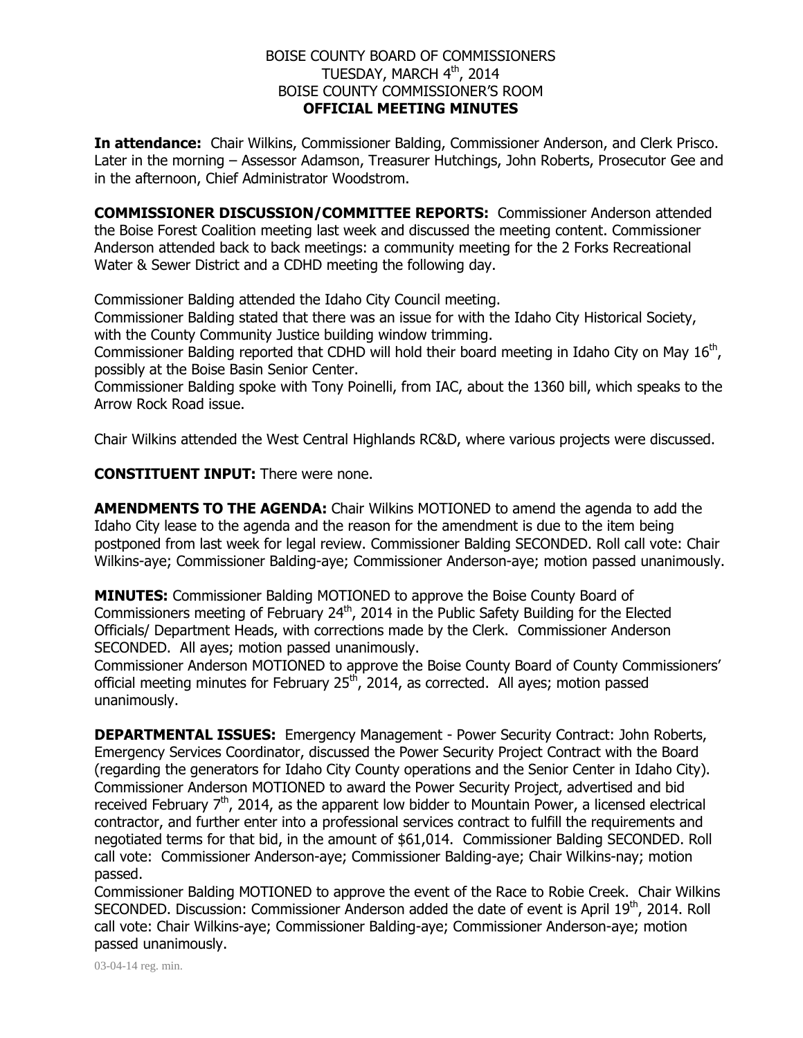BOISE COUNTY BOARD OF COMMISSIONERS
TUESDAY, MARCH 4th, 2014
BOISE COUNTY COMMISSIONER'S ROOM
**OFFICIAL MEETING MINUTES**

**In attendance:** Chair Wilkins, Commissioner Balding, Commissioner Anderson, and Clerk Prisco. Later in the morning – Assessor Adamson, Treasurer Hutchings, John Roberts, Prosecutor Gee and in the afternoon, Chief Administrator Woodstrom.

**COMMISSIONER DISCUSSION/COMMITTEE REPORTS:** Commissioner Anderson attended the Boise Forest Coalition meeting last week and discussed the meeting content. Commissioner Anderson attended back to back meetings: a community meeting for the 2 Forks Recreational Water & Sewer District and a CDHD meeting the following day.

Commissioner Balding attended the Idaho City Council meeting.
Commissioner Balding stated that there was an issue for with the Idaho City Historical Society, with the County Community Justice building window trimming.
Commissioner Balding reported that CDHD will hold their board meeting in Idaho City on May 16th, possibly at the Boise Basin Senior Center.
Commissioner Balding spoke with Tony Poinelli, from IAC, about the 1360 bill, which speaks to the Arrow Rock Road issue.

Chair Wilkins attended the West Central Highlands RC&D, where various projects were discussed.

**CONSTITUENT INPUT:** There were none.

**AMENDMENTS TO THE AGENDA:** Chair Wilkins MOTIONED to amend the agenda to add the Idaho City lease to the agenda and the reason for the amendment is due to the item being postponed from last week for legal review. Commissioner Balding SECONDED. Roll call vote: Chair Wilkins-aye; Commissioner Balding-aye; Commissioner Anderson-aye; motion passed unanimously.

**MINUTES:** Commissioner Balding MOTIONED to approve the Boise County Board of Commissioners meeting of February 24th, 2014 in the Public Safety Building for the Elected Officials/ Department Heads, with corrections made by the Clerk. Commissioner Anderson SECONDED. All ayes; motion passed unanimously.
Commissioner Anderson MOTIONED to approve the Boise County Board of County Commissioners' official meeting minutes for February 25th, 2014, as corrected. All ayes; motion passed unanimously.

**DEPARTMENTAL ISSUES:** Emergency Management - Power Security Contract: John Roberts, Emergency Services Coordinator, discussed the Power Security Project Contract with the Board (regarding the generators for Idaho City County operations and the Senior Center in Idaho City). Commissioner Anderson MOTIONED to award the Power Security Project, advertised and bid received February 7th, 2014, as the apparent low bidder to Mountain Power, a licensed electrical contractor, and further enter into a professional services contract to fulfill the requirements and negotiated terms for that bid, in the amount of $61,014. Commissioner Balding SECONDED. Roll call vote: Commissioner Anderson-aye; Commissioner Balding-aye; Chair Wilkins-nay; motion passed.
Commissioner Balding MOTIONED to approve the event of the Race to Robie Creek. Chair Wilkins SECONDED. Discussion: Commissioner Anderson added the date of event is April 19th, 2014. Roll call vote: Chair Wilkins-aye; Commissioner Balding-aye; Commissioner Anderson-aye; motion passed unanimously.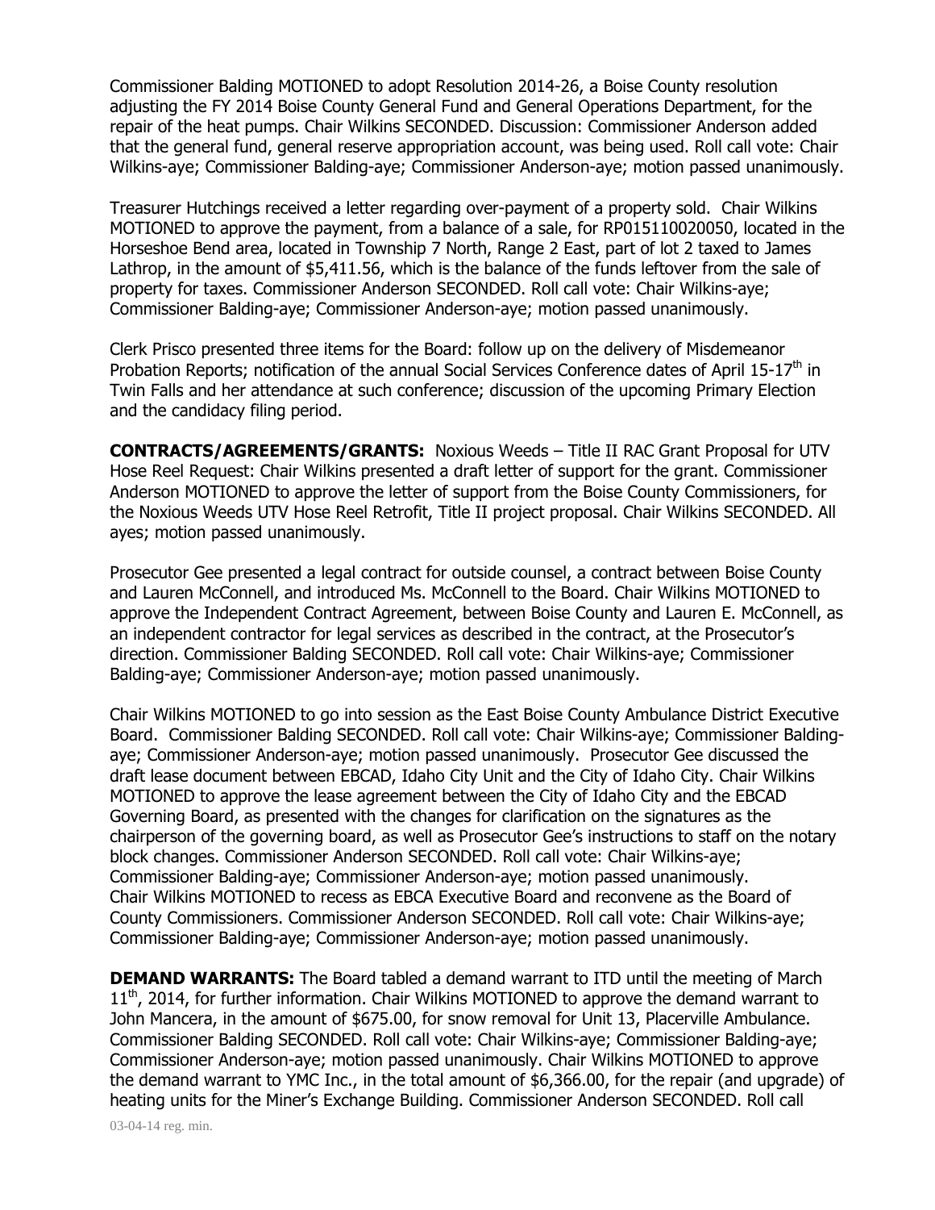Commissioner Balding MOTIONED to adopt Resolution 2014-26, a Boise County resolution adjusting the FY 2014 Boise County General Fund and General Operations Department, for the repair of the heat pumps. Chair Wilkins SECONDED. Discussion: Commissioner Anderson added that the general fund, general reserve appropriation account, was being used. Roll call vote: Chair Wilkins-aye; Commissioner Balding-aye; Commissioner Anderson-aye; motion passed unanimously.

Treasurer Hutchings received a letter regarding over-payment of a property sold. Chair Wilkins MOTIONED to approve the payment, from a balance of a sale, for RP015110020050, located in the Horseshoe Bend area, located in Township 7 North, Range 2 East, part of lot 2 taxed to James Lathrop, in the amount of $5,411.56, which is the balance of the funds leftover from the sale of property for taxes. Commissioner Anderson SECONDED. Roll call vote: Chair Wilkins-aye; Commissioner Balding-aye; Commissioner Anderson-aye; motion passed unanimously.

Clerk Prisco presented three items for the Board: follow up on the delivery of Misdemeanor Probation Reports; notification of the annual Social Services Conference dates of April 15-17th in Twin Falls and her attendance at such conference; discussion of the upcoming Primary Election and the candidacy filing period.

**CONTRACTS/AGREEMENTS/GRANTS:** Noxious Weeds – Title II RAC Grant Proposal for UTV Hose Reel Request: Chair Wilkins presented a draft letter of support for the grant. Commissioner Anderson MOTIONED to approve the letter of support from the Boise County Commissioners, for the Noxious Weeds UTV Hose Reel Retrofit, Title II project proposal. Chair Wilkins SECONDED. All ayes; motion passed unanimously.

Prosecutor Gee presented a legal contract for outside counsel, a contract between Boise County and Lauren McConnell, and introduced Ms. McConnell to the Board. Chair Wilkins MOTIONED to approve the Independent Contract Agreement, between Boise County and Lauren E. McConnell, as an independent contractor for legal services as described in the contract, at the Prosecutor's direction. Commissioner Balding SECONDED. Roll call vote: Chair Wilkins-aye; Commissioner Balding-aye; Commissioner Anderson-aye; motion passed unanimously.

Chair Wilkins MOTIONED to go into session as the East Boise County Ambulance District Executive Board. Commissioner Balding SECONDED. Roll call vote: Chair Wilkins-aye; Commissioner Balding-aye; Commissioner Anderson-aye; motion passed unanimously. Prosecutor Gee discussed the draft lease document between EBCAD, Idaho City Unit and the City of Idaho City. Chair Wilkins MOTIONED to approve the lease agreement between the City of Idaho City and the EBCAD Governing Board, as presented with the changes for clarification on the signatures as the chairperson of the governing board, as well as Prosecutor Gee's instructions to staff on the notary block changes. Commissioner Anderson SECONDED. Roll call vote: Chair Wilkins-aye; Commissioner Balding-aye; Commissioner Anderson-aye; motion passed unanimously. Chair Wilkins MOTIONED to recess as EBCA Executive Board and reconvene as the Board of County Commissioners. Commissioner Anderson SECONDED. Roll call vote: Chair Wilkins-aye; Commissioner Balding-aye; Commissioner Anderson-aye; motion passed unanimously.

**DEMAND WARRANTS:** The Board tabled a demand warrant to ITD until the meeting of March 11th, 2014, for further information. Chair Wilkins MOTIONED to approve the demand warrant to John Mancera, in the amount of $675.00, for snow removal for Unit 13, Placerville Ambulance. Commissioner Balding SECONDED. Roll call vote: Chair Wilkins-aye; Commissioner Balding-aye; Commissioner Anderson-aye; motion passed unanimously. Chair Wilkins MOTIONED to approve the demand warrant to YMC Inc., in the total amount of $6,366.00, for the repair (and upgrade) of heating units for the Miner's Exchange Building. Commissioner Anderson SECONDED. Roll call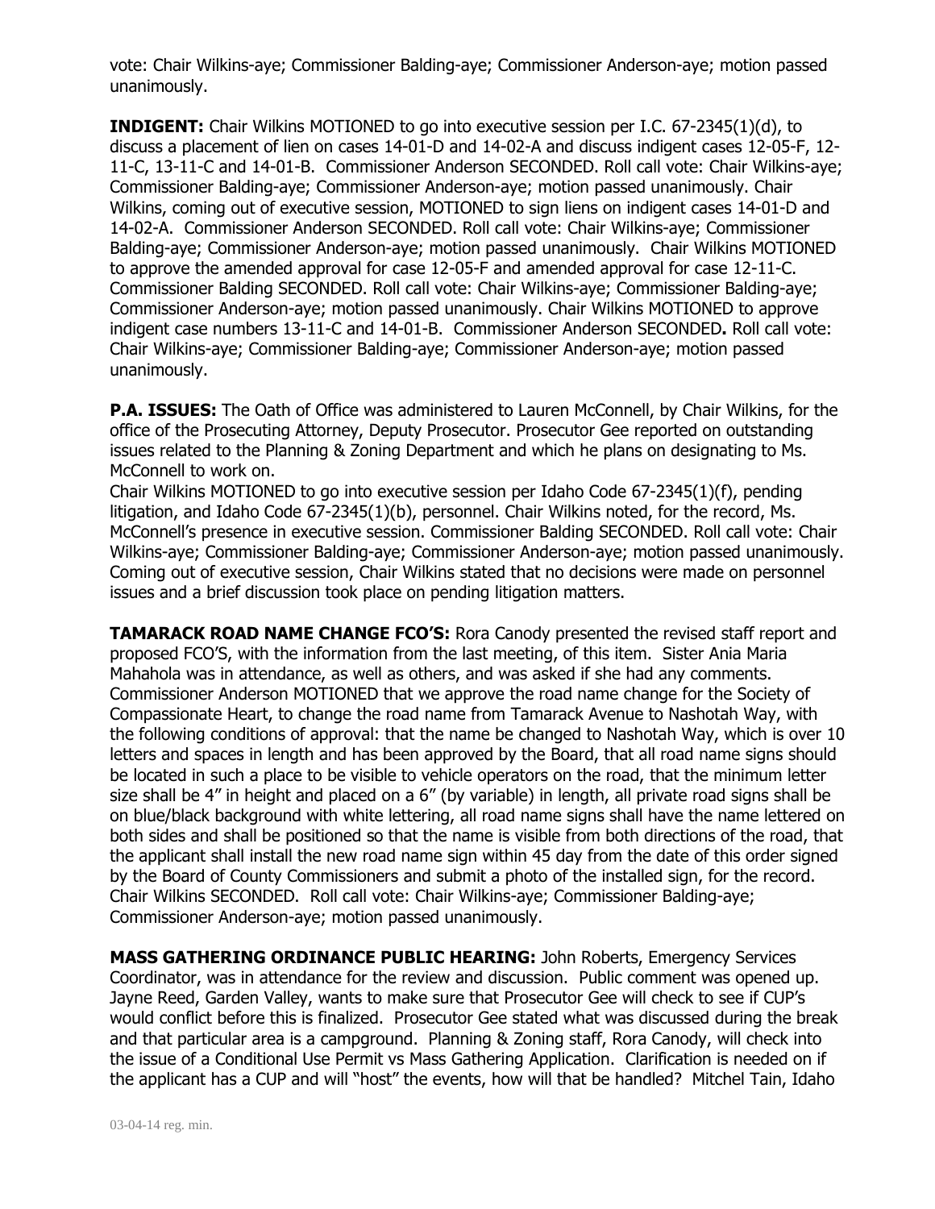vote: Chair Wilkins-aye; Commissioner Balding-aye; Commissioner Anderson-aye; motion passed unanimously.

**INDIGENT:** Chair Wilkins MOTIONED to go into executive session per I.C. 67-2345(1)(d), to discuss a placement of lien on cases 14-01-D and 14-02-A and discuss indigent cases 12-05-F, 12-11-C, 13-11-C and 14-01-B. Commissioner Anderson SECONDED. Roll call vote: Chair Wilkins-aye; Commissioner Balding-aye; Commissioner Anderson-aye; motion passed unanimously. Chair Wilkins, coming out of executive session, MOTIONED to sign liens on indigent cases 14-01-D and 14-02-A. Commissioner Anderson SECONDED. Roll call vote: Chair Wilkins-aye; Commissioner Balding-aye; Commissioner Anderson-aye; motion passed unanimously. Chair Wilkins MOTIONED to approve the amended approval for case 12-05-F and amended approval for case 12-11-C. Commissioner Balding SECONDED. Roll call vote: Chair Wilkins-aye; Commissioner Balding-aye; Commissioner Anderson-aye; motion passed unanimously. Chair Wilkins MOTIONED to approve indigent case numbers 13-11-C and 14-01-B. Commissioner Anderson SECONDED**.** Roll call vote: Chair Wilkins-aye; Commissioner Balding-aye; Commissioner Anderson-aye; motion passed unanimously.

**P.A. ISSUES:** The Oath of Office was administered to Lauren McConnell, by Chair Wilkins, for the office of the Prosecuting Attorney, Deputy Prosecutor. Prosecutor Gee reported on outstanding issues related to the Planning & Zoning Department and which he plans on designating to Ms. McConnell to work on.

Chair Wilkins MOTIONED to go into executive session per Idaho Code 67-2345(1)(f), pending litigation, and Idaho Code 67-2345(1)(b), personnel. Chair Wilkins noted, for the record, Ms. McConnell's presence in executive session. Commissioner Balding SECONDED. Roll call vote: Chair Wilkins-aye; Commissioner Balding-aye; Commissioner Anderson-aye; motion passed unanimously. Coming out of executive session, Chair Wilkins stated that no decisions were made on personnel issues and a brief discussion took place on pending litigation matters.

**TAMARACK ROAD NAME CHANGE FCO'S:** Rora Canody presented the revised staff report and proposed FCO'S, with the information from the last meeting, of this item. Sister Ania Maria Mahahola was in attendance, as well as others, and was asked if she had any comments. Commissioner Anderson MOTIONED that we approve the road name change for the Society of Compassionate Heart, to change the road name from Tamarack Avenue to Nashotah Way, with the following conditions of approval: that the name be changed to Nashotah Way, which is over 10 letters and spaces in length and has been approved by the Board, that all road name signs should be located in such a place to be visible to vehicle operators on the road, that the minimum letter size shall be 4" in height and placed on a 6" (by variable) in length, all private road signs shall be on blue/black background with white lettering, all road name signs shall have the name lettered on both sides and shall be positioned so that the name is visible from both directions of the road, that the applicant shall install the new road name sign within 45 day from the date of this order signed by the Board of County Commissioners and submit a photo of the installed sign, for the record. Chair Wilkins SECONDED. Roll call vote: Chair Wilkins-aye; Commissioner Balding-aye; Commissioner Anderson-aye; motion passed unanimously.

**MASS GATHERING ORDINANCE PUBLIC HEARING:** John Roberts, Emergency Services Coordinator, was in attendance for the review and discussion. Public comment was opened up. Jayne Reed, Garden Valley, wants to make sure that Prosecutor Gee will check to see if CUP's would conflict before this is finalized. Prosecutor Gee stated what was discussed during the break and that particular area is a campground. Planning & Zoning staff, Rora Canody, will check into the issue of a Conditional Use Permit vs Mass Gathering Application. Clarification is needed on if the applicant has a CUP and will "host" the events, how will that be handled? Mitchel Tain, Idaho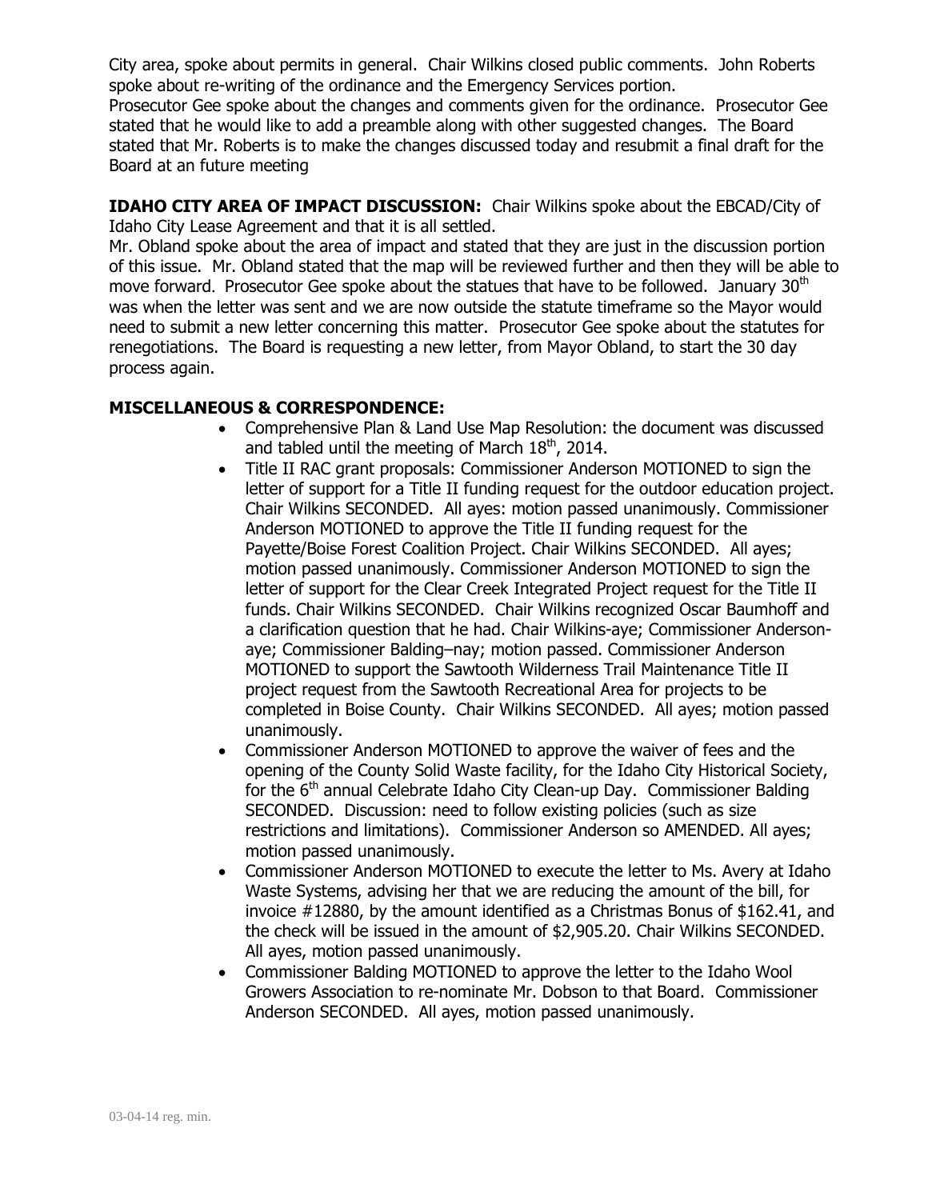City area, spoke about permits in general. Chair Wilkins closed public comments. John Roberts spoke about re-writing of the ordinance and the Emergency Services portion.
Prosecutor Gee spoke about the changes and comments given for the ordinance. Prosecutor Gee stated that he would like to add a preamble along with other suggested changes. The Board stated that Mr. Roberts is to make the changes discussed today and resubmit a final draft for the Board at an future meeting

**IDAHO CITY AREA OF IMPACT DISCUSSION:** Chair Wilkins spoke about the EBCAD/City of Idaho City Lease Agreement and that it is all settled.
Mr. Obland spoke about the area of impact and stated that they are just in the discussion portion of this issue. Mr. Obland stated that the map will be reviewed further and then they will be able to move forward. Prosecutor Gee spoke about the statues that have to be followed. January 30th was when the letter was sent and we are now outside the statute timeframe so the Mayor would need to submit a new letter concerning this matter. Prosecutor Gee spoke about the statutes for renegotiations. The Board is requesting a new letter, from Mayor Obland, to start the 30 day process again.

**MISCELLANEOUS & CORRESPONDENCE:**

- Comprehensive Plan & Land Use Map Resolution: the document was discussed and tabled until the meeting of March 18th, 2014.
- Title II RAC grant proposals: Commissioner Anderson MOTIONED to sign the letter of support for a Title II funding request for the outdoor education project. Chair Wilkins SECONDED. All ayes: motion passed unanimously. Commissioner Anderson MOTIONED to approve the Title II funding request for the Payette/Boise Forest Coalition Project. Chair Wilkins SECONDED. All ayes; motion passed unanimously. Commissioner Anderson MOTIONED to sign the letter of support for the Clear Creek Integrated Project request for the Title II funds. Chair Wilkins SECONDED. Chair Wilkins recognized Oscar Baumhoff and a clarification question that he had. Chair Wilkins-aye; Commissioner Anderson-aye; Commissioner Balding–nay; motion passed. Commissioner Anderson MOTIONED to support the Sawtooth Wilderness Trail Maintenance Title II project request from the Sawtooth Recreational Area for projects to be completed in Boise County. Chair Wilkins SECONDED. All ayes; motion passed unanimously.
- Commissioner Anderson MOTIONED to approve the waiver of fees and the opening of the County Solid Waste facility, for the Idaho City Historical Society, for the 6th annual Celebrate Idaho City Clean-up Day. Commissioner Balding SECONDED. Discussion: need to follow existing policies (such as size restrictions and limitations). Commissioner Anderson so AMENDED. All ayes; motion passed unanimously.
- Commissioner Anderson MOTIONED to execute the letter to Ms. Avery at Idaho Waste Systems, advising her that we are reducing the amount of the bill, for invoice #12880, by the amount identified as a Christmas Bonus of $162.41, and the check will be issued in the amount of $2,905.20. Chair Wilkins SECONDED. All ayes, motion passed unanimously.
- Commissioner Balding MOTIONED to approve the letter to the Idaho Wool Growers Association to re-nominate Mr. Dobson to that Board. Commissioner Anderson SECONDED. All ayes, motion passed unanimously.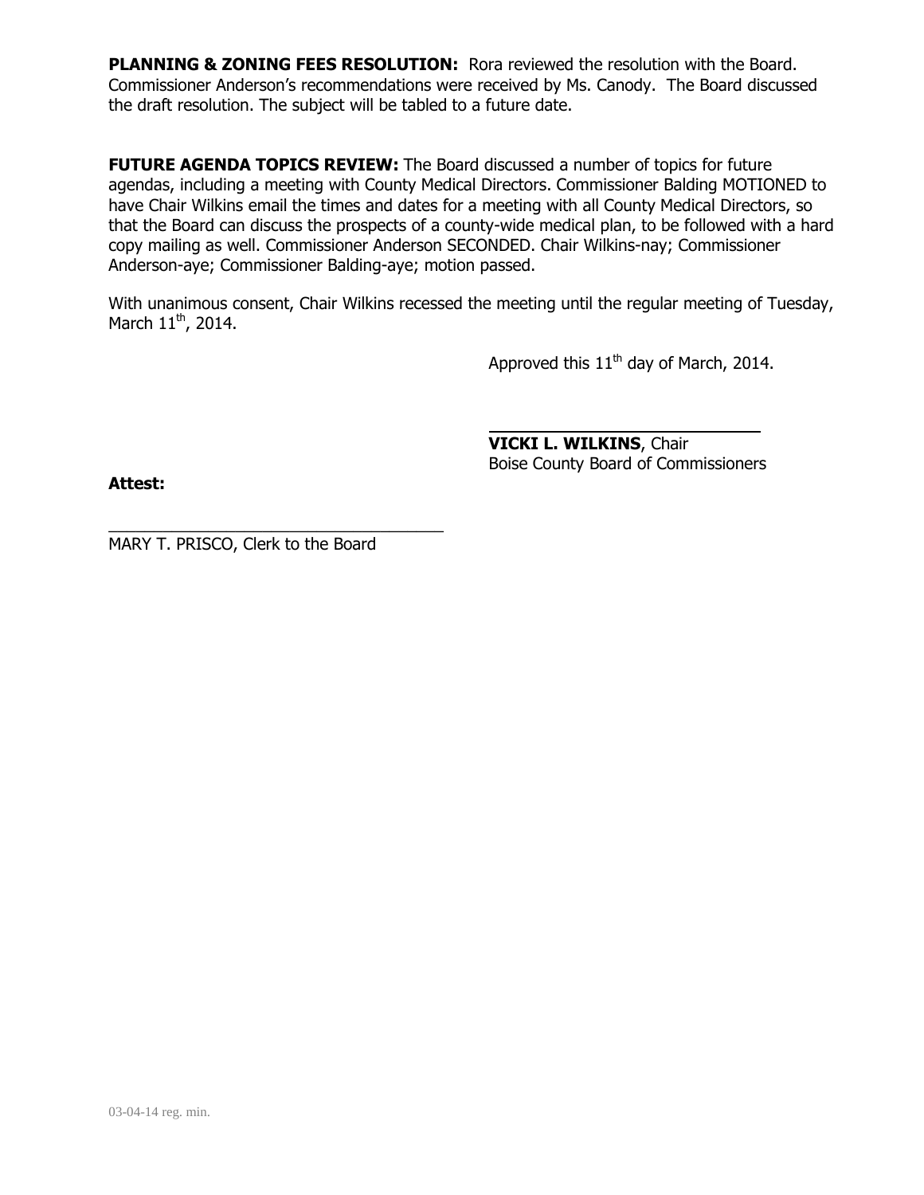**PLANNING & ZONING FEES RESOLUTION:** Rora reviewed the resolution with the Board. Commissioner Anderson's recommendations were received by Ms. Canody. The Board discussed the draft resolution. The subject will be tabled to a future date.

**FUTURE AGENDA TOPICS REVIEW:** The Board discussed a number of topics for future agendas, including a meeting with County Medical Directors. Commissioner Balding MOTIONED to have Chair Wilkins email the times and dates for a meeting with all County Medical Directors, so that the Board can discuss the prospects of a county-wide medical plan, to be followed with a hard copy mailing as well. Commissioner Anderson SECONDED. Chair Wilkins-nay; Commissioner Anderson-aye; Commissioner Balding-aye; motion passed.

With unanimous consent, Chair Wilkins recessed the meeting until the regular meeting of Tuesday, March 11th, 2014.

Approved this 11th day of March, 2014.

**VICKI L. WILKINS**, Chair
Boise County Board of Commissioners

**Attest:**

MARY T. PRISCO, Clerk to the Board